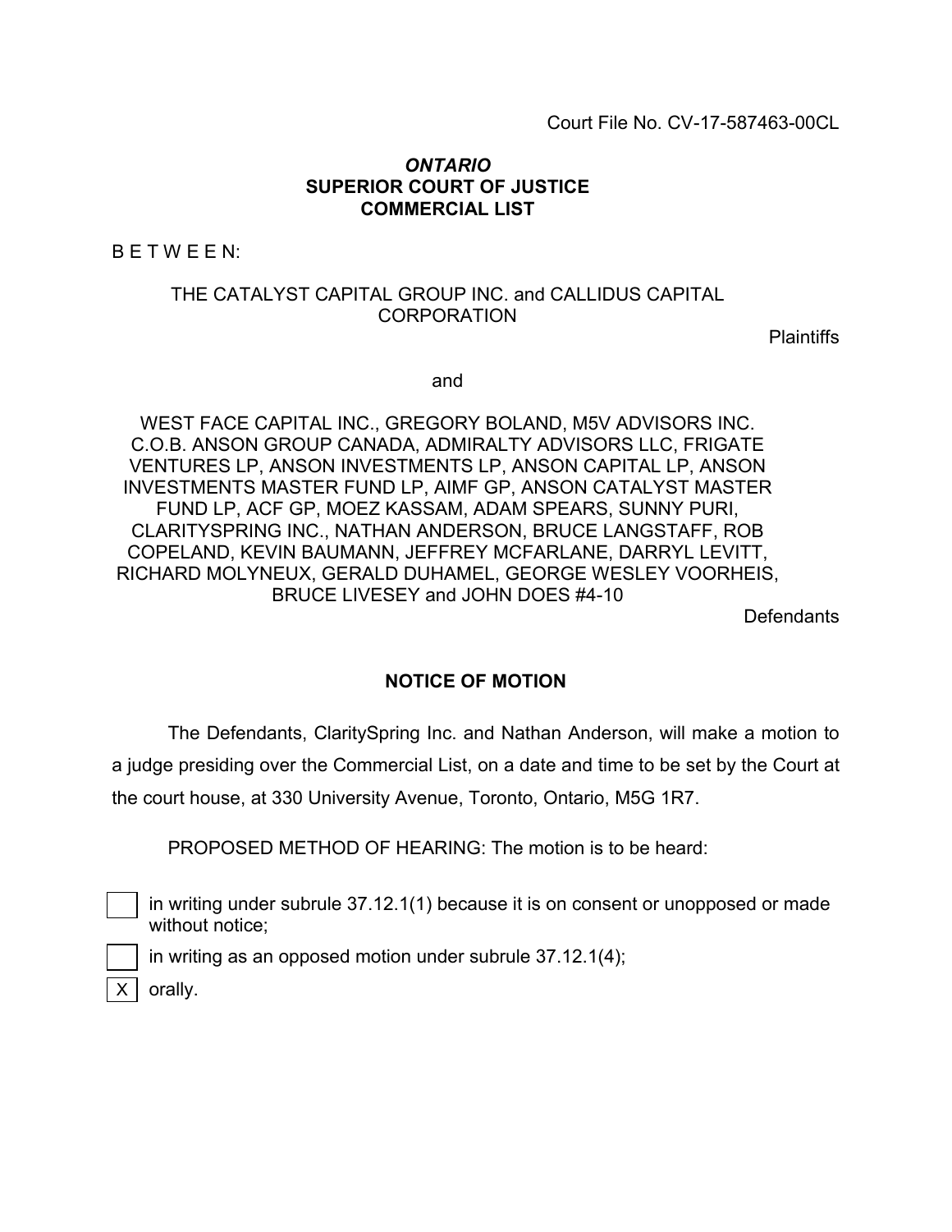Court File No. CV-17-587463-00CL

***ONTARIO***
**SUPERIOR COURT OF JUSTICE**
**COMMERCIAL LIST**

B E T W E E N:

THE CATALYST CAPITAL GROUP INC. and CALLIDUS CAPITAL CORPORATION

Plaintiffs

and

WEST FACE CAPITAL INC., GREGORY BOLAND, M5V ADVISORS INC. C.O.B. ANSON GROUP CANADA, ADMIRALTY ADVISORS LLC, FRIGATE VENTURES LP, ANSON INVESTMENTS LP, ANSON CAPITAL LP, ANSON INVESTMENTS MASTER FUND LP, AIMF GP, ANSON CATALYST MASTER FUND LP, ACF GP, MOEZ KASSAM, ADAM SPEARS, SUNNY PURI, CLARITYSPRING INC., NATHAN ANDERSON, BRUCE LANGSTAFF, ROB COPELAND, KEVIN BAUMANN, JEFFREY MCFARLANE, DARRYL LEVITT, RICHARD MOLYNEUX, GERALD DUHAMEL, GEORGE WESLEY VOORHEIS, BRUCE LIVESEY and JOHN DOES #4-10

Defendants

**NOTICE OF MOTION**

The Defendants, ClaritySpring Inc. and Nathan Anderson, will make a motion to a judge presiding over the Commercial List, on a date and time to be set by the Court at the court house, at 330 University Avenue, Toronto, Ontario, M5G 1R7.

PROPOSED METHOD OF HEARING: The motion is to be heard:

- [ ] in writing under subrule 37.12.1(1) because it is on consent or unopposed or made without notice;
- [ ] in writing as an opposed motion under subrule 37.12.1(4);
- [X] orally.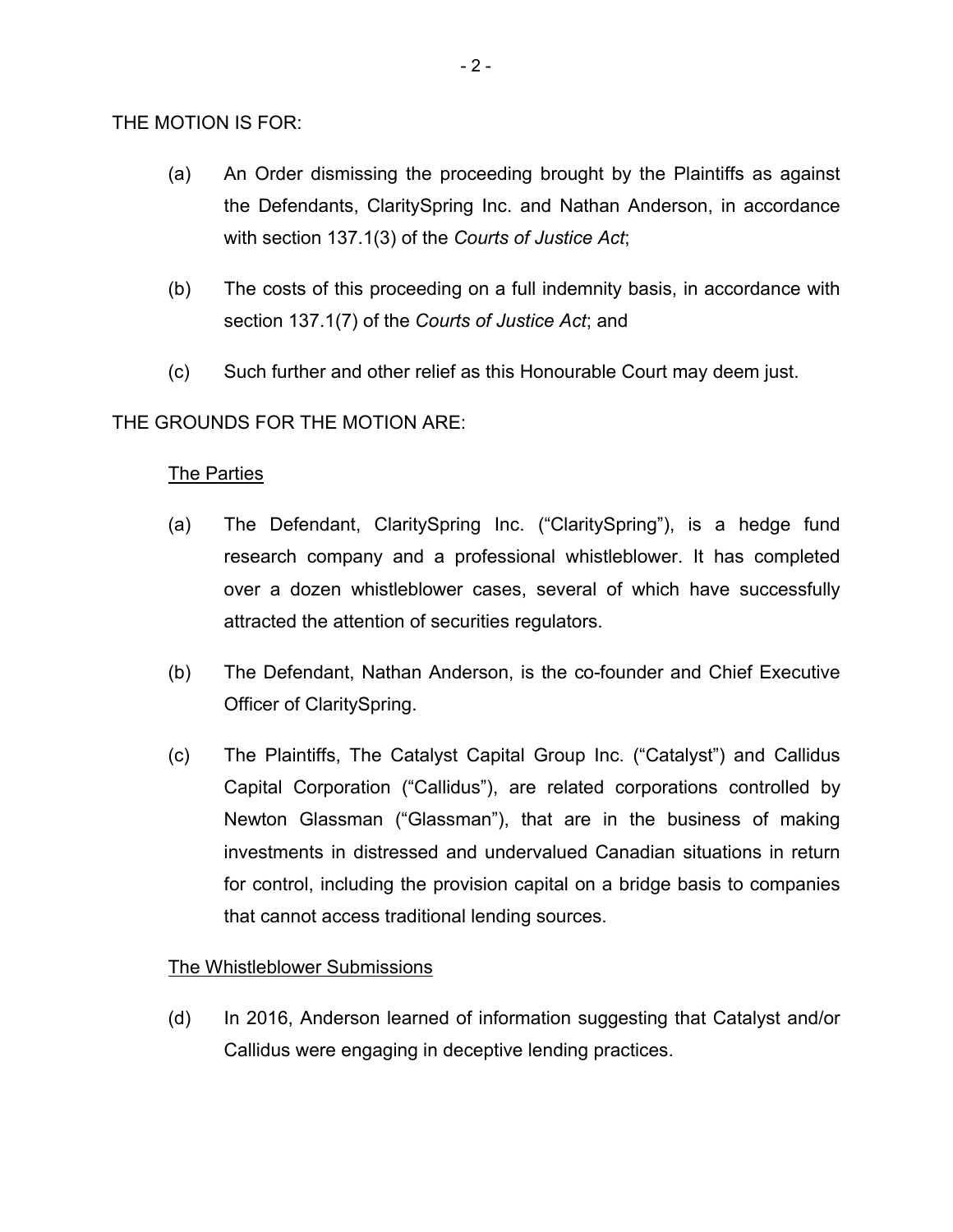THE MOTION IS FOR:

(a) An Order dismissing the proceeding brought by the Plaintiffs as against the Defendants, ClaritySpring Inc. and Nathan Anderson, in accordance with section 137.1(3) of the *Courts of Justice Act*;

(b) The costs of this proceeding on a full indemnity basis, in accordance with section 137.1(7) of the *Courts of Justice Act*; and

(c) Such further and other relief as this Honourable Court may deem just.

THE GROUNDS FOR THE MOTION ARE:

<u>The Parties</u>

(a) The Defendant, ClaritySpring Inc. ("ClaritySpring"), is a hedge fund research company and a professional whistleblower. It has completed over a dozen whistleblower cases, several of which have successfully attracted the attention of securities regulators.

(b) The Defendant, Nathan Anderson, is the co-founder and Chief Executive Officer of ClaritySpring.

(c) The Plaintiffs, The Catalyst Capital Group Inc. ("Catalyst") and Callidus Capital Corporation ("Callidus"), are related corporations controlled by Newton Glassman ("Glassman"), that are in the business of making investments in distressed and undervalued Canadian situations in return for control, including the provision capital on a bridge basis to companies that cannot access traditional lending sources.

<u>The Whistleblower Submissions</u>

(d) In 2016, Anderson learned of information suggesting that Catalyst and/or Callidus were engaging in deceptive lending practices.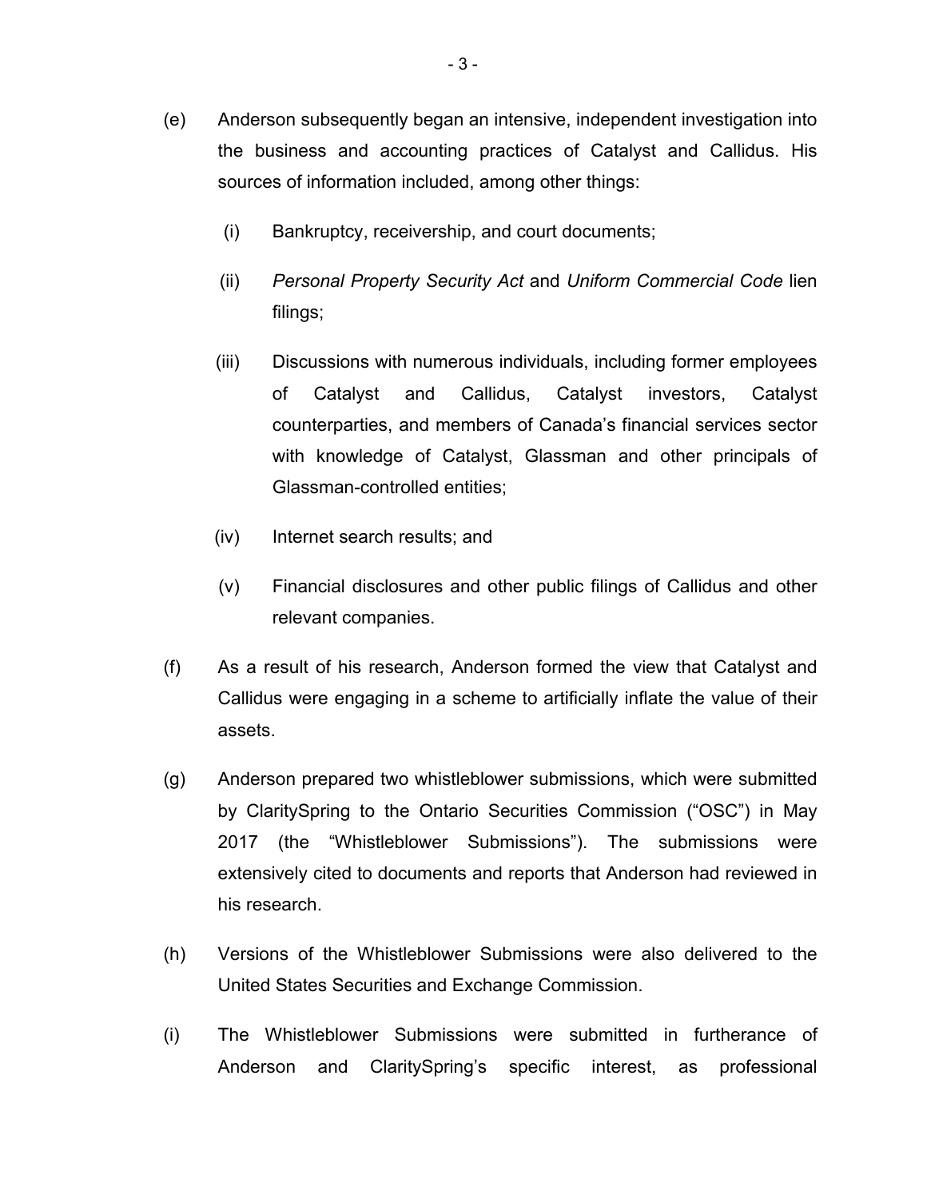(e) Anderson subsequently began an intensive, independent investigation into the business and accounting practices of Catalyst and Callidus. His sources of information included, among other things:

   (i) Bankruptcy, receivership, and court documents;

   (ii) *Personal Property Security Act* and *Uniform Commercial Code* lien filings;

   (iii) Discussions with numerous individuals, including former employees of Catalyst and Callidus, Catalyst investors, Catalyst counterparties, and members of Canada's financial services sector with knowledge of Catalyst, Glassman and other principals of Glassman-controlled entities;

   (iv) Internet search results; and

   (v) Financial disclosures and other public filings of Callidus and other relevant companies.

(f) As a result of his research, Anderson formed the view that Catalyst and Callidus were engaging in a scheme to artificially inflate the value of their assets.

(g) Anderson prepared two whistleblower submissions, which were submitted by ClaritySpring to the Ontario Securities Commission ("OSC") in May 2017 (the "Whistleblower Submissions"). The submissions were extensively cited to documents and reports that Anderson had reviewed in his research.

(h) Versions of the Whistleblower Submissions were also delivered to the United States Securities and Exchange Commission.

(i) The Whistleblower Submissions were submitted in furtherance of Anderson and ClaritySpring's specific interest, as professional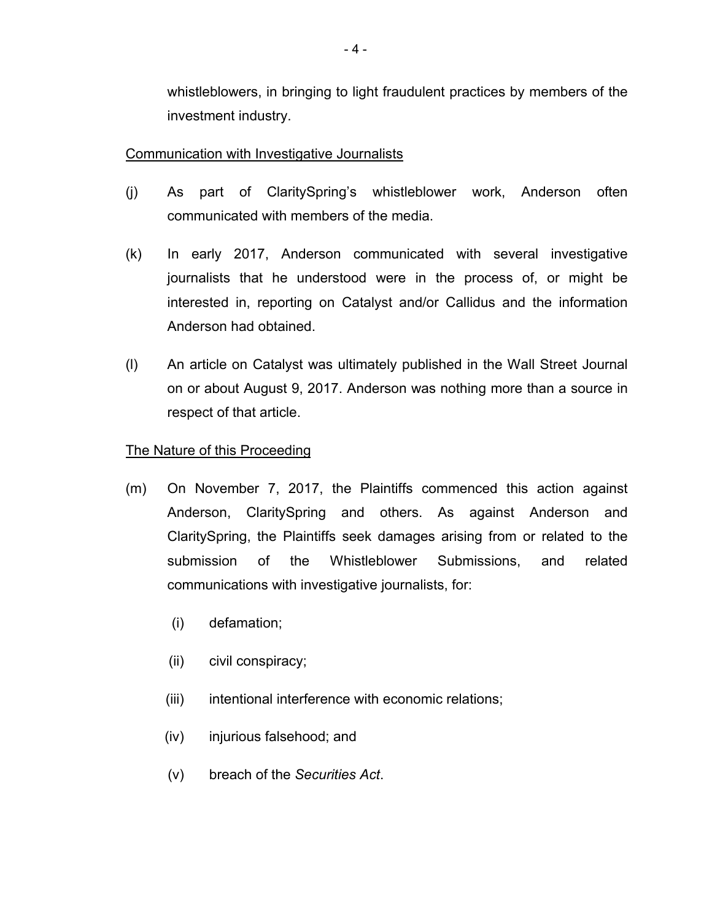whistleblowers, in bringing to light fraudulent practices by members of the investment industry.

Communication with Investigative Journalists

(j) As part of ClaritySpring's whistleblower work, Anderson often communicated with members of the media.

(k) In early 2017, Anderson communicated with several investigative journalists that he understood were in the process of, or might be interested in, reporting on Catalyst and/or Callidus and the information Anderson had obtained.

(l) An article on Catalyst was ultimately published in the Wall Street Journal on or about August 9, 2017. Anderson was nothing more than a source in respect of that article.

The Nature of this Proceeding

(m) On November 7, 2017, the Plaintiffs commenced this action against Anderson, ClaritySpring and others. As against Anderson and ClaritySpring, the Plaintiffs seek damages arising from or related to the submission of the Whistleblower Submissions, and related communications with investigative journalists, for:

   (i) defamation;

   (ii) civil conspiracy;

   (iii) intentional interference with economic relations;

   (iv) injurious falsehood; and

   (v) breach of the *Securities Act*.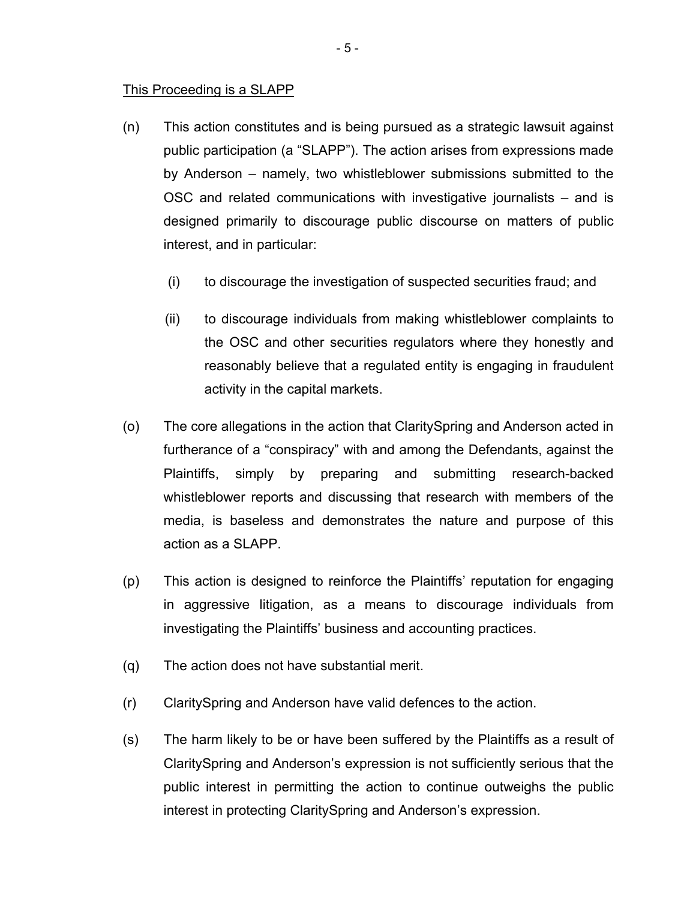<u>This Proceeding is a SLAPP</u>

(n) This action constitutes and is being pursued as a strategic lawsuit against public participation (a "SLAPP"). The action arises from expressions made by Anderson – namely, two whistleblower submissions submitted to the OSC and related communications with investigative journalists – and is designed primarily to discourage public discourse on matters of public interest, and in particular:

  (i) to discourage the investigation of suspected securities fraud; and

  (ii) to discourage individuals from making whistleblower complaints to the OSC and other securities regulators where they honestly and reasonably believe that a regulated entity is engaging in fraudulent activity in the capital markets.

(o) The core allegations in the action that ClaritySpring and Anderson acted in furtherance of a "conspiracy" with and among the Defendants, against the Plaintiffs, simply by preparing and submitting research-backed whistleblower reports and discussing that research with members of the media, is baseless and demonstrates the nature and purpose of this action as a SLAPP.

(p) This action is designed to reinforce the Plaintiffs' reputation for engaging in aggressive litigation, as a means to discourage individuals from investigating the Plaintiffs' business and accounting practices.

(q) The action does not have substantial merit.

(r) ClaritySpring and Anderson have valid defences to the action.

(s) The harm likely to be or have been suffered by the Plaintiffs as a result of ClaritySpring and Anderson's expression is not sufficiently serious that the public interest in permitting the action to continue outweighs the public interest in protecting ClaritySpring and Anderson's expression.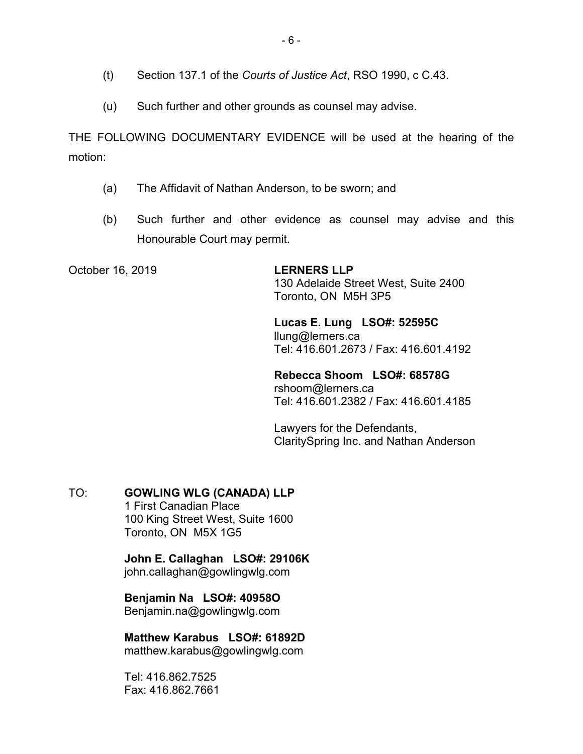(t) Section 137.1 of the *Courts of Justice Act*, RSO 1990, c C.43.

(u) Such further and other grounds as counsel may advise.

THE FOLLOWING DOCUMENTARY EVIDENCE will be used at the hearing of the motion:

(a) The Affidavit of Nathan Anderson, to be sworn; and

(b) Such further and other evidence as counsel may advise and this Honourable Court may permit.

October 16, 2019

**LERNERS LLP**
130 Adelaide Street West, Suite 2400
Toronto, ON M5H 3P5

**Lucas E. Lung LSO#: 52595C**
llung@lerners.ca
Tel: 416.601.2673 / Fax: 416.601.4192

**Rebecca Shoom LSO#: 68578G**
rshoom@lerners.ca
Tel: 416.601.2382 / Fax: 416.601.4185

Lawyers for the Defendants,
ClaritySpring Inc. and Nathan Anderson

TO: **GOWLING WLG (CANADA) LLP**
1 First Canadian Place
100 King Street West, Suite 1600
Toronto, ON M5X 1G5

**John E. Callaghan LSO#: 29106K**
john.callaghan@gowlingwlg.com

**Benjamin Na LSO#: 40958O**
Benjamin.na@gowlingwlg.com

**Matthew Karabus LSO#: 61892D**
matthew.karabus@gowlingwlg.com

Tel: 416.862.7525
Fax: 416.862.7661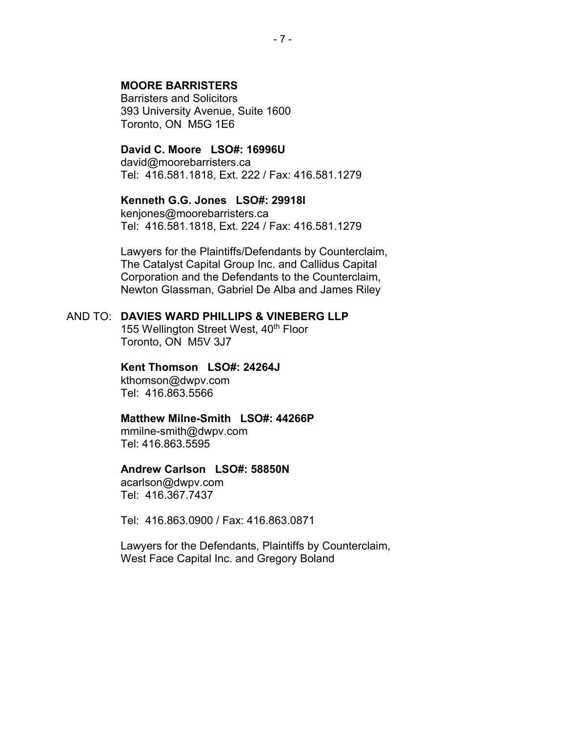**MOORE BARRISTERS**
Barristers and Solicitors
393 University Avenue, Suite 1600
Toronto, ON M5G 1E6

**David C. Moore LSO#: 16996U**
david@moorebarristers.ca
Tel: 416.581.1818, Ext. 222 / Fax: 416.581.1279

**Kenneth G.G. Jones LSO#: 29918I**
kenjones@moorebarristers.ca
Tel: 416.581.1818, Ext. 224 / Fax: 416.581.1279

Lawyers for the Plaintiffs/Defendants by Counterclaim, The Catalyst Capital Group Inc. and Callidus Capital Corporation and the Defendants to the Counterclaim, Newton Glassman, Gabriel De Alba and James Riley

AND TO: **DAVIES WARD PHILLIPS & VINEBERG LLP**
155 Wellington Street West, 40th Floor
Toronto, ON M5V 3J7

**Kent Thomson LSO#: 24264J**
kthomson@dwpv.com
Tel: 416.863.5566

**Matthew Milne-Smith LSO#: 44266P**
mmilne-smith@dwpv.com
Tel: 416.863.5595

**Andrew Carlson LSO#: 58850N**
acarlson@dwpv.com
Tel: 416.367.7437

Tel: 416.863.0900 / Fax: 416.863.0871

Lawyers for the Defendants, Plaintiffs by Counterclaim, West Face Capital Inc. and Gregory Boland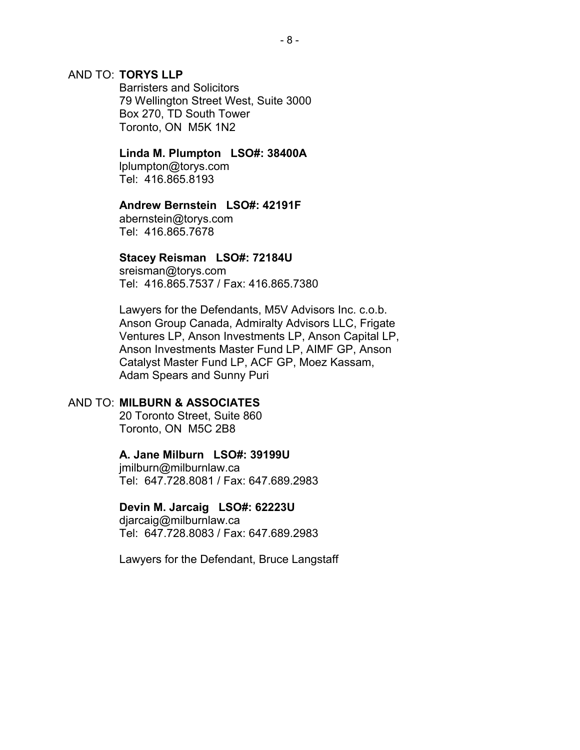AND TO: **TORYS LLP**
Barristers and Solicitors
79 Wellington Street West, Suite 3000
Box 270, TD South Tower
Toronto, ON M5K 1N2

**Linda M. Plumpton LSO#: 38400A**
lplumpton@torys.com
Tel: 416.865.8193

**Andrew Bernstein LSO#: 42191F**
abernstein@torys.com
Tel: 416.865.7678

**Stacey Reisman LSO#: 72184U**
sreisman@torys.com
Tel: 416.865.7537 / Fax: 416.865.7380

Lawyers for the Defendants, M5V Advisors Inc. c.o.b. Anson Group Canada, Admiralty Advisors LLC, Frigate Ventures LP, Anson Investments LP, Anson Capital LP, Anson Investments Master Fund LP, AIMF GP, Anson Catalyst Master Fund LP, ACF GP, Moez Kassam, Adam Spears and Sunny Puri

AND TO: **MILBURN & ASSOCIATES**
20 Toronto Street, Suite 860
Toronto, ON M5C 2B8

**A. Jane Milburn LSO#: 39199U**
jmilburn@milburnlaw.ca
Tel: 647.728.8081 / Fax: 647.689.2983

**Devin M. Jarcaig LSO#: 62223U**
djarcaig@milburnlaw.ca
Tel: 647.728.8083 / Fax: 647.689.2983

Lawyers for the Defendant, Bruce Langstaff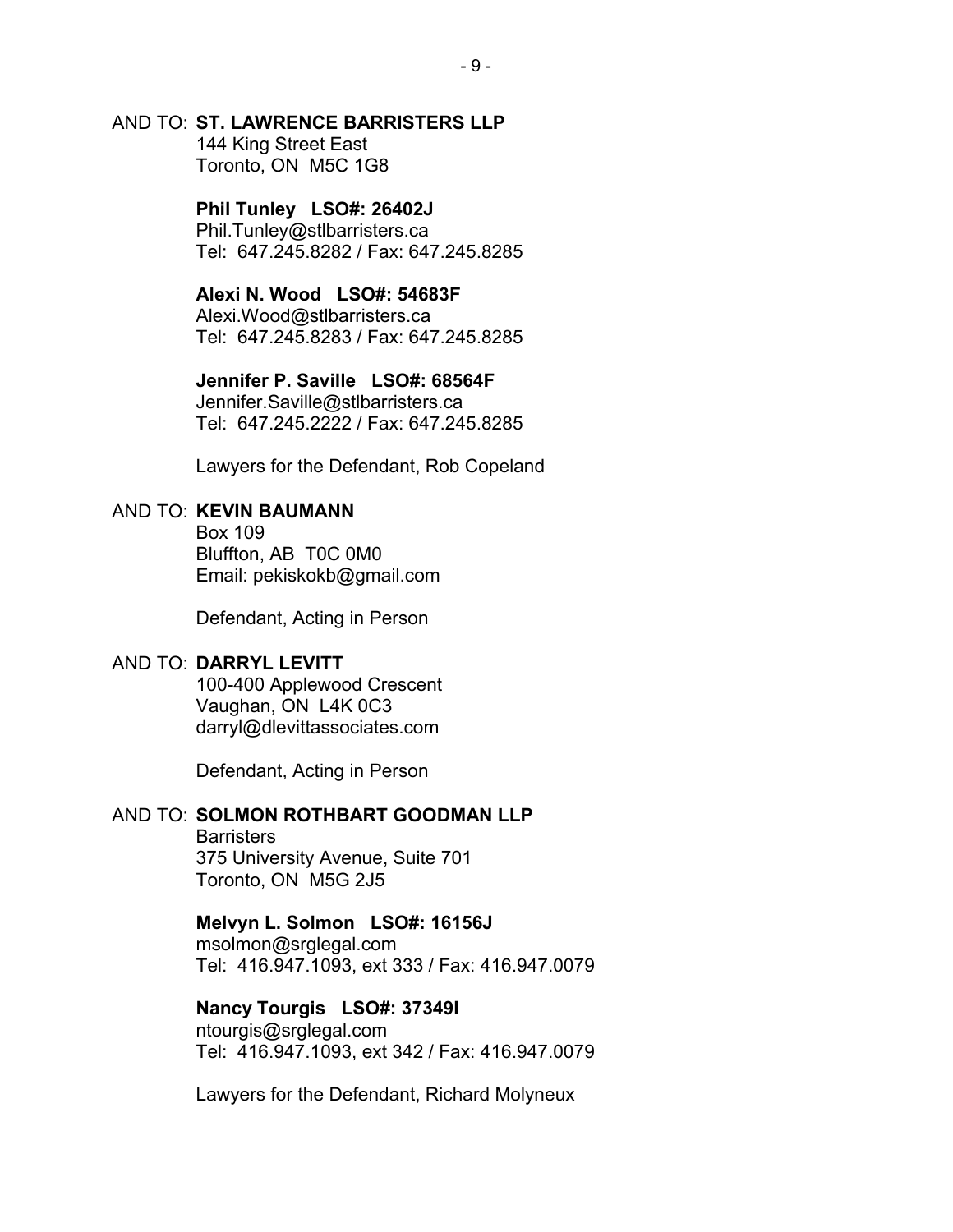AND TO: **ST. LAWRENCE BARRISTERS LLP**
144 King Street East
Toronto, ON M5C 1G8

**Phil Tunley LSO#: 26402J**
Phil.Tunley@stlbarristers.ca
Tel: 647.245.8282 / Fax: 647.245.8285

**Alexi N. Wood LSO#: 54683F**
Alexi.Wood@stlbarristers.ca
Tel: 647.245.8283 / Fax: 647.245.8285

**Jennifer P. Saville LSO#: 68564F**
Jennifer.Saville@stlbarristers.ca
Tel: 647.245.2222 / Fax: 647.245.8285

Lawyers for the Defendant, Rob Copeland

AND TO: **KEVIN BAUMANN**
Box 109
Bluffton, AB T0C 0M0
Email: pekiskokb@gmail.com

Defendant, Acting in Person

AND TO: **DARRYL LEVITT**
100-400 Applewood Crescent
Vaughan, ON L4K 0C3
darryl@dlevittassociates.com

Defendant, Acting in Person

AND TO: **SOLMON ROTHBART GOODMAN LLP**
Barristers
375 University Avenue, Suite 701
Toronto, ON M5G 2J5

**Melvyn L. Solmon LSO#: 16156J**
msolmon@srglegal.com
Tel: 416.947.1093, ext 333 / Fax: 416.947.0079

**Nancy Tourgis LSO#: 37349I**
ntourgis@srglegal.com
Tel: 416.947.1093, ext 342 / Fax: 416.947.0079

Lawyers for the Defendant, Richard Molyneux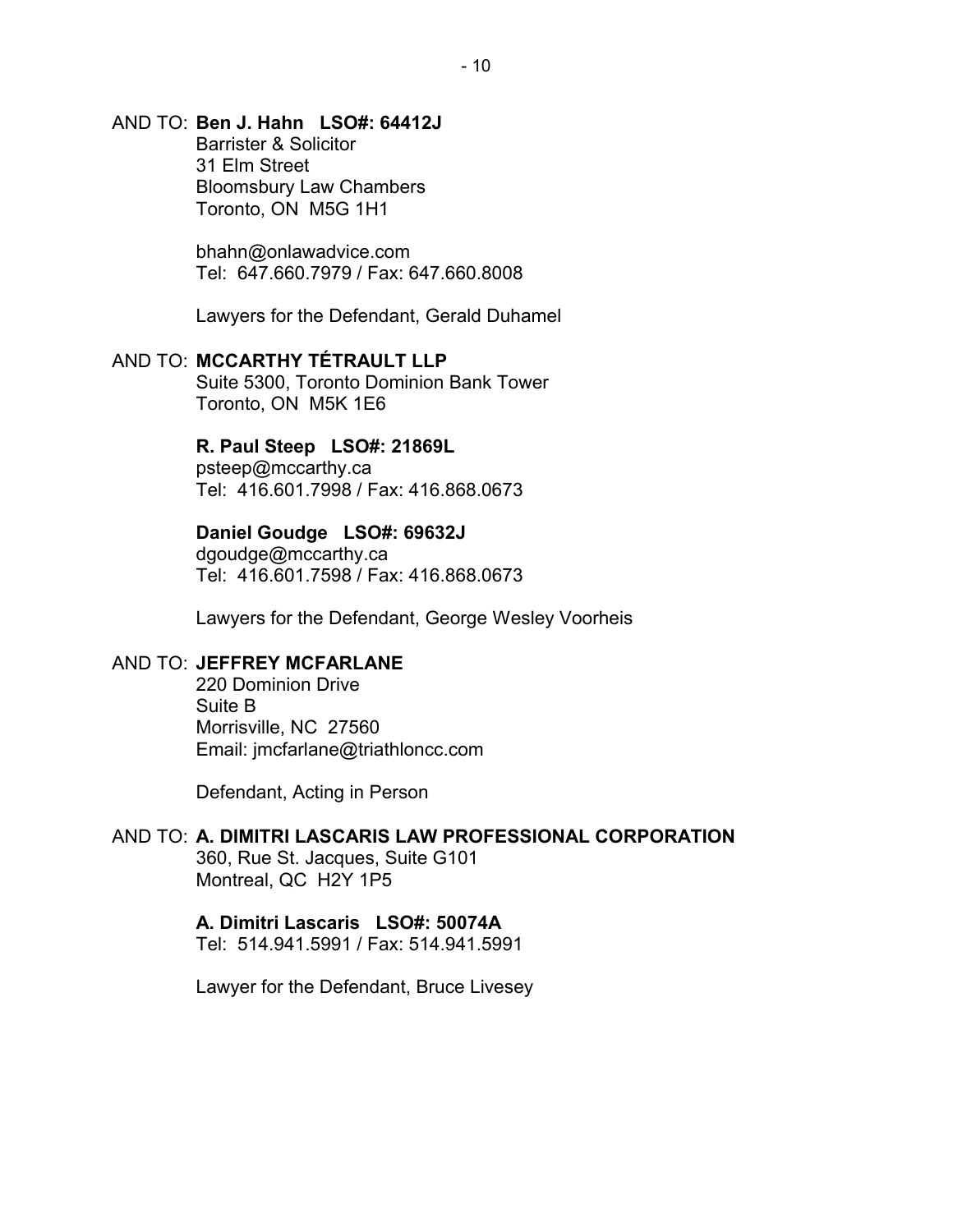AND TO: **Ben J. Hahn LSO#: 64412J**
Barrister & Solicitor
31 Elm Street
Bloomsbury Law Chambers
Toronto, ON M5G 1H1

bhahn@onlawadvice.com
Tel: 647.660.7979 / Fax: 647.660.8008

Lawyers for the Defendant, Gerald Duhamel

AND TO: **MCCARTHY TÉTRAULT LLP**
Suite 5300, Toronto Dominion Bank Tower
Toronto, ON M5K 1E6

**R. Paul Steep LSO#: 21869L**
psteep@mccarthy.ca
Tel: 416.601.7998 / Fax: 416.868.0673

**Daniel Goudge LSO#: 69632J**
dgoudge@mccarthy.ca
Tel: 416.601.7598 / Fax: 416.868.0673

Lawyers for the Defendant, George Wesley Voorheis

AND TO: **JEFFREY MCFARLANE**
220 Dominion Drive
Suite B
Morrisville, NC 27560
Email: jmcfarlane@triathloncc.com

Defendant, Acting in Person

AND TO: **A. DIMITRI LASCARIS LAW PROFESSIONAL CORPORATION**
360, Rue St. Jacques, Suite G101
Montreal, QC H2Y 1P5

**A. Dimitri Lascaris LSO#: 50074A**
Tel: 514.941.5991 / Fax: 514.941.5991

Lawyer for the Defendant, Bruce Livesey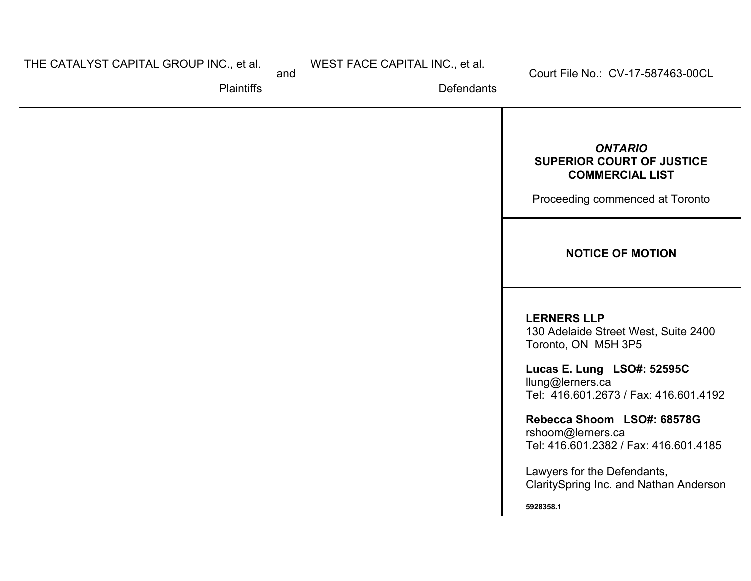THE CATALYST CAPITAL GROUP INC., et al.
Plaintiffs

and

WEST FACE CAPITAL INC., et al.
Defendants

Court File No.: CV-17-587463-00CL

*ONTARIO*
**SUPERIOR COURT OF JUSTICE**
**COMMERCIAL LIST**

Proceeding commenced at Toronto

**NOTICE OF MOTION**

**LERNERS LLP**
130 Adelaide Street West, Suite 2400
Toronto, ON M5H 3P5

**Lucas E. Lung LSO#: 52595C**
llung@lerners.ca
Tel: 416.601.2673 / Fax: 416.601.4192

**Rebecca Shoom LSO#: 68578G**
rshoom@lerners.ca
Tel: 416.601.2382 / Fax: 416.601.4185

Lawyers for the Defendants,
ClaritySpring Inc. and Nathan Anderson

**5928358.1**